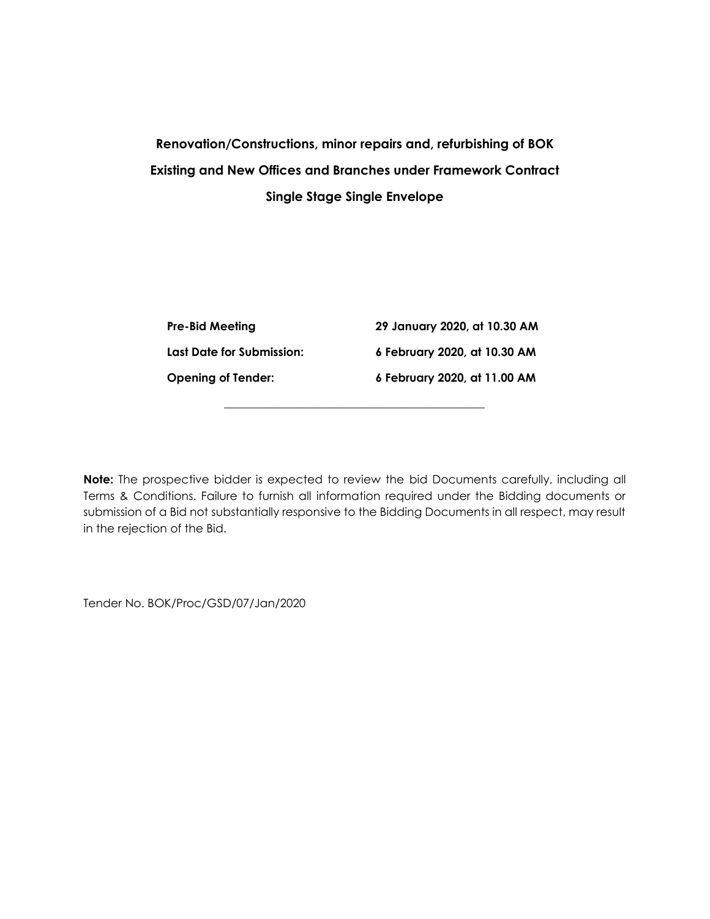# Renovation/Constructions, minor repairs and, refurbishing of BOK Existing and New Offices and Branches under Framework Contract

## Single Stage Single Envelope

| | |
|---|---|
| **Pre-Bid Meeting** | **29 January 2020, at 10.30 AM** |
| **Last Date for Submission:** | **6 February 2020, at 10.30 AM** |
| **Opening of Tender:** | **6 February 2020, at 11.00 AM** |

---

**Note:** The prospective bidder is expected to review the bid Documents carefully, including all Terms & Conditions. Failure to furnish all information required under the Bidding documents or submission of a Bid not substantially responsive to the Bidding Documents in all respect, may result in the rejection of the Bid.

Tender No. BOK/Proc/GSD/07/Jan/2020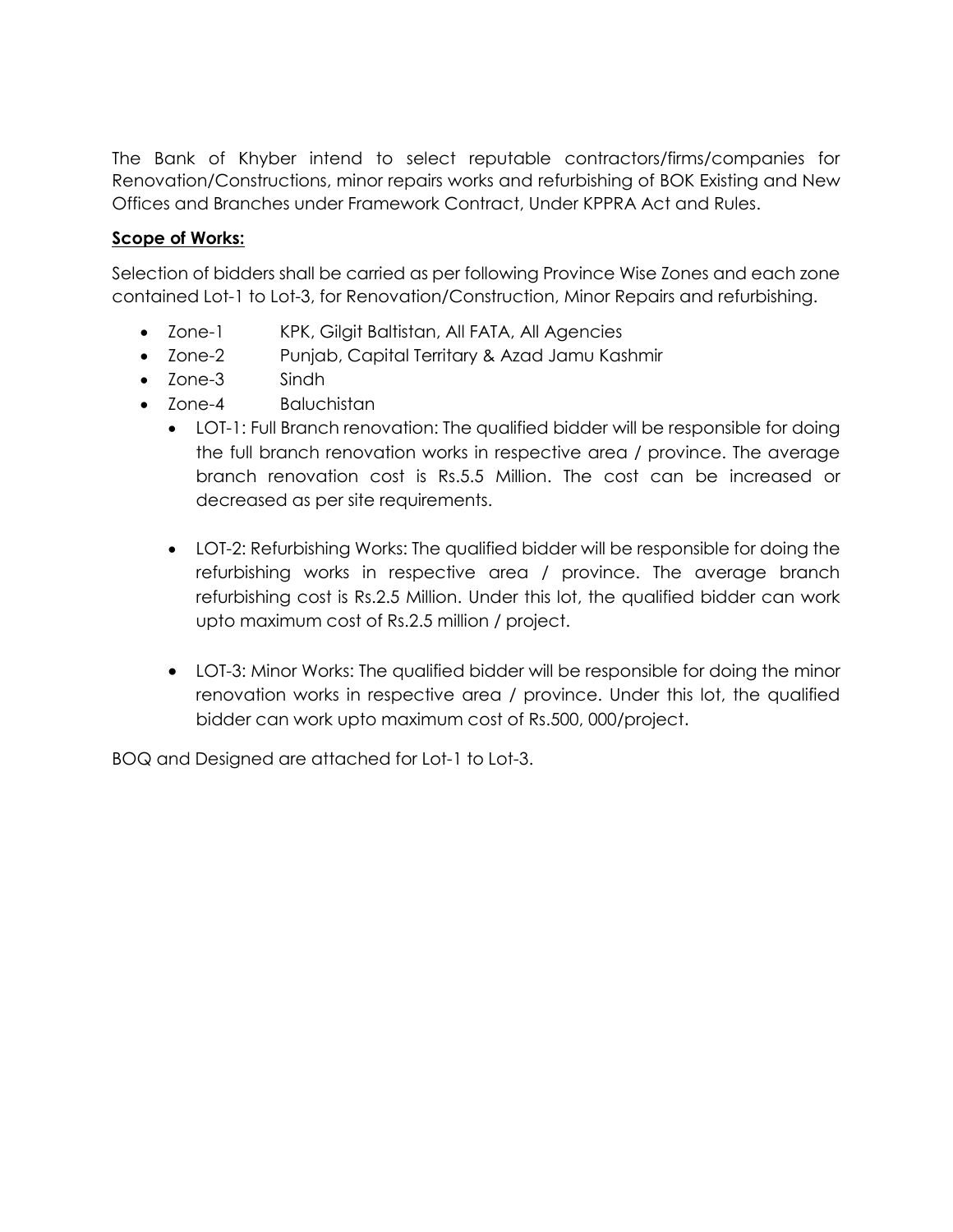The Bank of Khyber intend to select reputable contractors/firms/companies for Renovation/Constructions, minor repairs works and refurbishing of BOK Existing and New Offices and Branches under Framework Contract, Under KPPRA Act and Rules.

**Scope of Works:**

Selection of bidders shall be carried as per following Province Wise Zones and each zone contained Lot-1 to Lot-3, for Renovation/Construction, Minor Repairs and refurbishing.

- Zone-1 KPK, Gilgit Baltistan, All FATA, All Agencies
- Zone-2 Punjab, Capital Territary & Azad Jamu Kashmir
- Zone-3 Sindh
- Zone-4 Baluchistan
  - LOT-1: Full Branch renovation: The qualified bidder will be responsible for doing the full branch renovation works in respective area / province. The average branch renovation cost is Rs.5.5 Million. The cost can be increased or decreased as per site requirements.
  - LOT-2: Refurbishing Works: The qualified bidder will be responsible for doing the refurbishing works in respective area / province. The average branch refurbishing cost is Rs.2.5 Million. Under this lot, the qualified bidder can work upto maximum cost of Rs.2.5 million / project.
  - LOT-3: Minor Works: The qualified bidder will be responsible for doing the minor renovation works in respective area / province. Under this lot, the qualified bidder can work upto maximum cost of Rs.500, 000/project.

BOQ and Designed are attached for Lot-1 to Lot-3.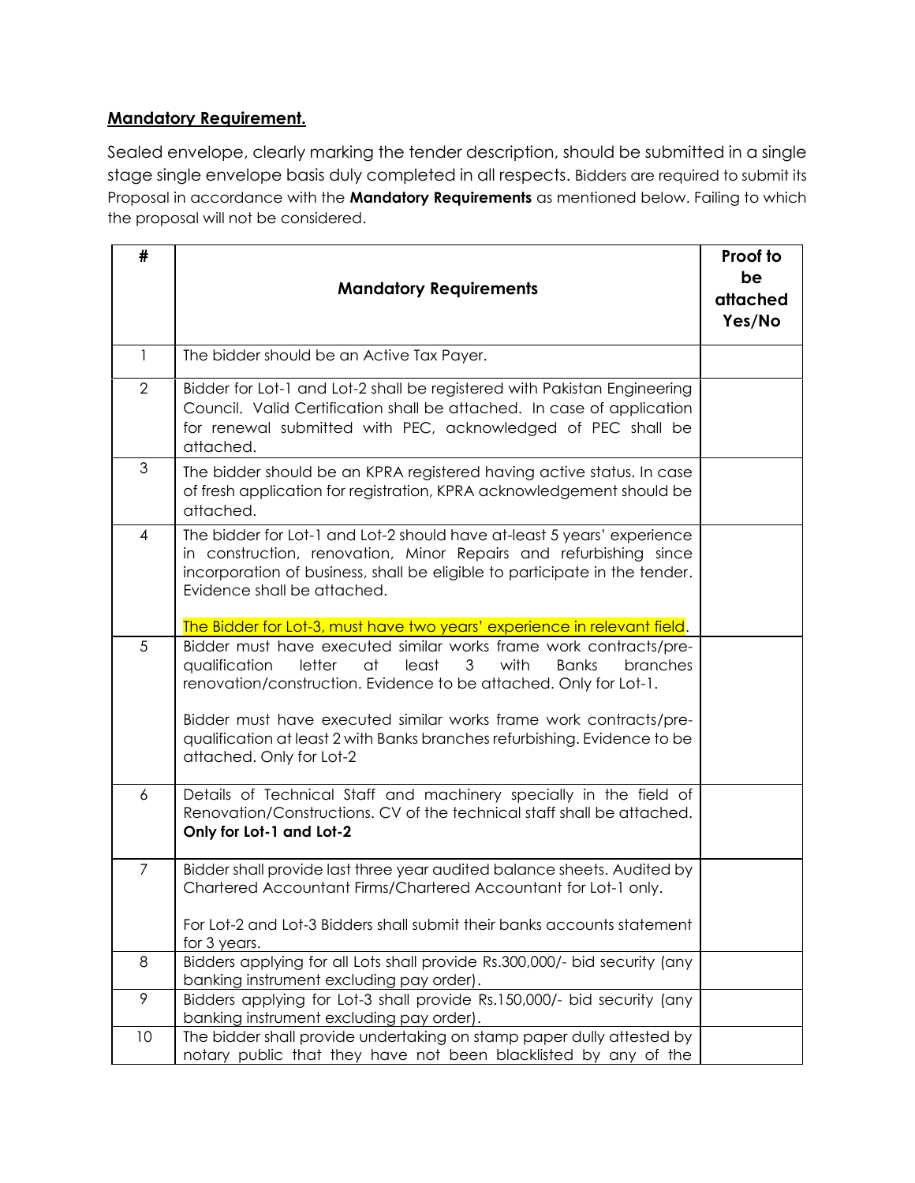**Mandatory Requirement.**

Sealed envelope, clearly marking the tender description, should be submitted in a single stage single envelope basis duly completed in all respects. Bidders are required to submit its Proposal in accordance with the **Mandatory Requirements** as mentioned below. Failing to which the proposal will not be considered.

| # | Mandatory Requirements | Proof to be attached Yes/No |
|---|---|---|
| 1 | The bidder should be an Active Tax Payer. | |
| 2 | Bidder for Lot-1 and Lot-2 shall be registered with Pakistan Engineering Council. Valid Certification shall be attached. In case of application for renewal submitted with PEC, acknowledged of PEC shall be attached. | |
| 3 | The bidder should be an KPRA registered having active status. In case of fresh application for registration, KPRA acknowledgement should be attached. | |
| 4 | The bidder for Lot-1 and Lot-2 should have at-least 5 years' experience in construction, renovation, Minor Repairs and refurbishing since incorporation of business, shall be eligible to participate in the tender. Evidence shall be attached.<br><br>The Bidder for Lot-3, must have two years' experience in relevant field. | |
| 5 | Bidder must have executed similar works frame work contracts/pre-qualification letter at least 3 with Banks branches renovation/construction. Evidence to be attached. Only for Lot-1.<br><br>Bidder must have executed similar works frame work contracts/pre-qualification at least 2 with Banks branches refurbishing. Evidence to be attached. Only for Lot-2 | |
| 6 | Details of Technical Staff and machinery specially in the field of Renovation/Constructions. CV of the technical staff shall be attached. **Only for Lot-1 and Lot-2** | |
| 7 | Bidder shall provide last three year audited balance sheets. Audited by Chartered Accountant Firms/Chartered Accountant for Lot-1 only.<br><br>For Lot-2 and Lot-3 Bidders shall submit their banks accounts statement for 3 years. | |
| 8 | Bidders applying for all Lots shall provide Rs.300,000/- bid security (any banking instrument excluding pay order). | |
| 9 | Bidders applying for Lot-3 shall provide Rs.150,000/- bid security (any banking instrument excluding pay order). | |
| 10 | The bidder shall provide undertaking on stamp paper dully attested by notary public that they have not been blacklisted by any of the | |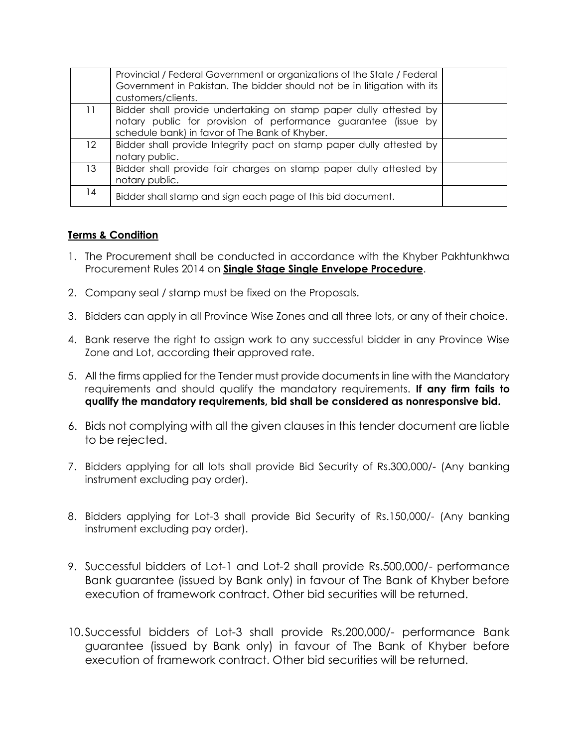|  |  |  |
|---|---|---|
|  | Provincial / Federal Government or organizations of the State / Federal Government in Pakistan. The bidder should not be in litigation with its customers/clients. |  |
| 11 | Bidder shall provide undertaking on stamp paper dully attested by notary public for provision of performance guarantee (issue by schedule bank) in favor of The Bank of Khyber. |  |
| 12 | Bidder shall provide Integrity pact on stamp paper dully attested by notary public. |  |
| 13 | Bidder shall provide fair charges on stamp paper dully attested by notary public. |  |
| 14 | Bidder shall stamp and sign each page of this bid document. |  |

**Terms & Condition**

1. The Procurement shall be conducted in accordance with the Khyber Pakhtunkhwa Procurement Rules 2014 on **Single Stage Single Envelope Procedure**.
2. Company seal / stamp must be fixed on the Proposals.
3. Bidders can apply in all Province Wise Zones and all three lots, or any of their choice.
4. Bank reserve the right to assign work to any successful bidder in any Province Wise Zone and Lot, according their approved rate.
5. All the firms applied for the Tender must provide documents in line with the Mandatory requirements and should qualify the mandatory requirements. **If any firm fails to qualify the mandatory requirements, bid shall be considered as nonresponsive bid.**
6. Bids not complying with all the given clauses in this tender document are liable to be rejected.
7. Bidders applying for all lots shall provide Bid Security of Rs.300,000/- (Any banking instrument excluding pay order).
8. Bidders applying for Lot-3 shall provide Bid Security of Rs.150,000/- (Any banking instrument excluding pay order).
9. Successful bidders of Lot-1 and Lot-2 shall provide Rs.500,000/- performance Bank guarantee (issued by Bank only) in favour of The Bank of Khyber before execution of framework contract. Other bid securities will be returned.
10. Successful bidders of Lot-3 shall provide Rs.200,000/- performance Bank guarantee (issued by Bank only) in favour of The Bank of Khyber before execution of framework contract. Other bid securities will be returned.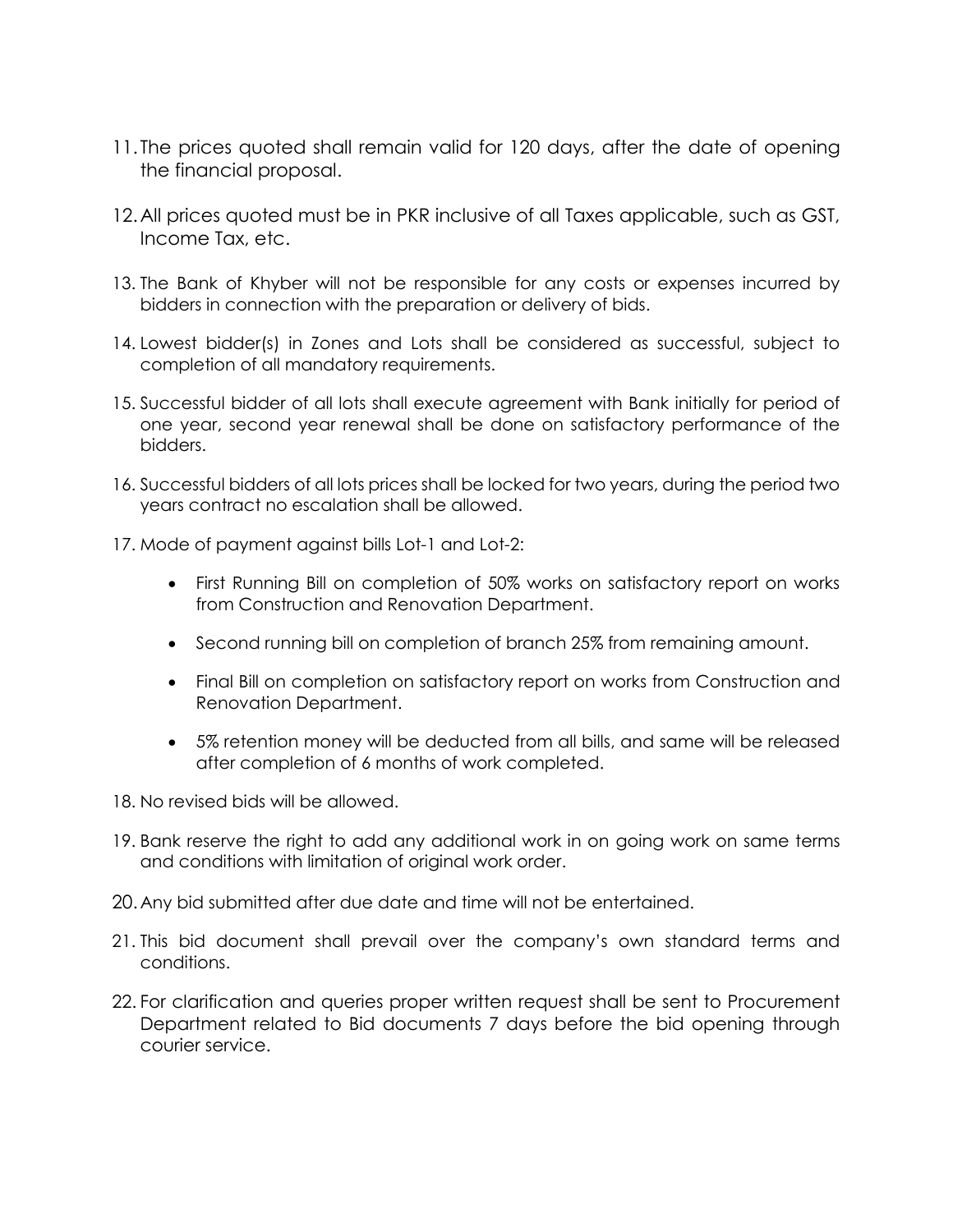11. The prices quoted shall remain valid for 120 days, after the date of opening the financial proposal.

12. All prices quoted must be in PKR inclusive of all Taxes applicable, such as GST, Income Tax, etc.

13. The Bank of Khyber will not be responsible for any costs or expenses incurred by bidders in connection with the preparation or delivery of bids.

14. Lowest bidder(s) in Zones and Lots shall be considered as successful, subject to completion of all mandatory requirements.

15. Successful bidder of all lots shall execute agreement with Bank initially for period of one year, second year renewal shall be done on satisfactory performance of the bidders.

16. Successful bidders of all lots prices shall be locked for two years, during the period two years contract no escalation shall be allowed.

17. Mode of payment against bills Lot-1 and Lot-2:

    - First Running Bill on completion of 50% works on satisfactory report on works from Construction and Renovation Department.
    - Second running bill on completion of branch 25% from remaining amount.
    - Final Bill on completion on satisfactory report on works from Construction and Renovation Department.
    - 5% retention money will be deducted from all bills, and same will be released after completion of 6 months of work completed.

18. No revised bids will be allowed.

19. Bank reserve the right to add any additional work in on going work on same terms and conditions with limitation of original work order.

20. Any bid submitted after due date and time will not be entertained.

21. This bid document shall prevail over the company's own standard terms and conditions.

22. For clarification and queries proper written request shall be sent to Procurement Department related to Bid documents 7 days before the bid opening through courier service.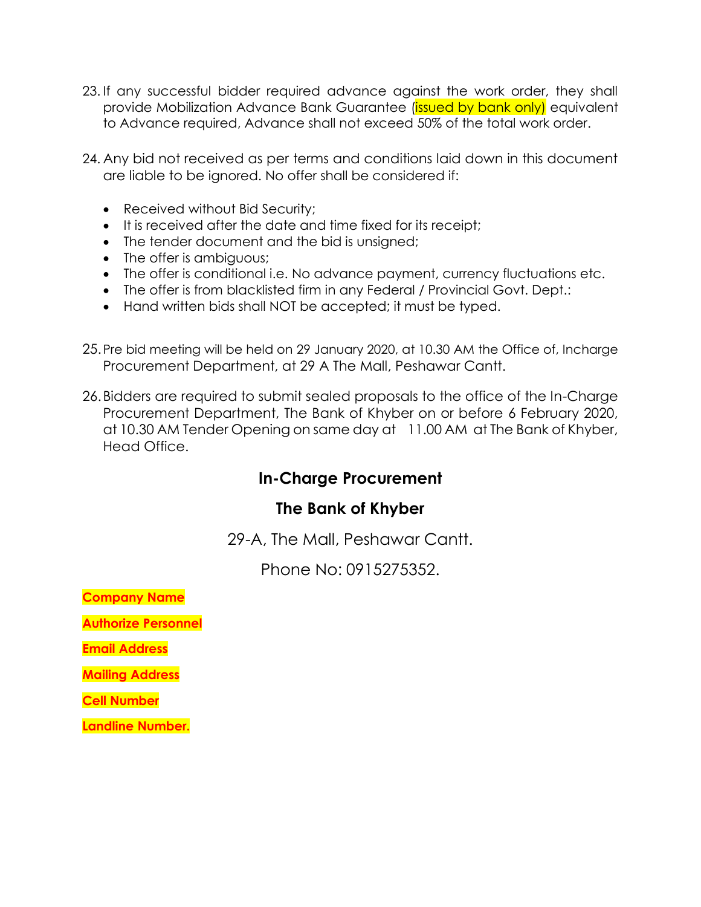23. If any successful bidder required advance against the work order, they shall provide Mobilization Advance Bank Guarantee (issued by bank only) equivalent to Advance required, Advance shall not exceed 50% of the total work order.

24. Any bid not received as per terms and conditions laid down in this document are liable to be ignored. No offer shall be considered if:

    - Received without Bid Security;
    - It is received after the date and time fixed for its receipt;
    - The tender document and the bid is unsigned;
    - The offer is ambiguous;
    - The offer is conditional i.e. No advance payment, currency fluctuations etc.
    - The offer is from blacklisted firm in any Federal / Provincial Govt. Dept.:
    - Hand written bids shall NOT be accepted; it must be typed.

25. Pre bid meeting will be held on 29 January 2020, at 10.30 AM the Office of, Incharge Procurement Department, at 29 A The Mall, Peshawar Cantt.

26. Bidders are required to submit sealed proposals to the office of the In-Charge Procurement Department, The Bank of Khyber on or before 6 February 2020, at 10.30 AM Tender Opening on same day at 11.00 AM at The Bank of Khyber, Head Office.

**In-Charge Procurement**

**The Bank of Khyber**

29-A, The Mall, Peshawar Cantt.

Phone No: 0915275352.

**Company Name**

**Authorize Personnel**

**Email Address**

**Mailing Address**

**Cell Number**

**Landline Number.**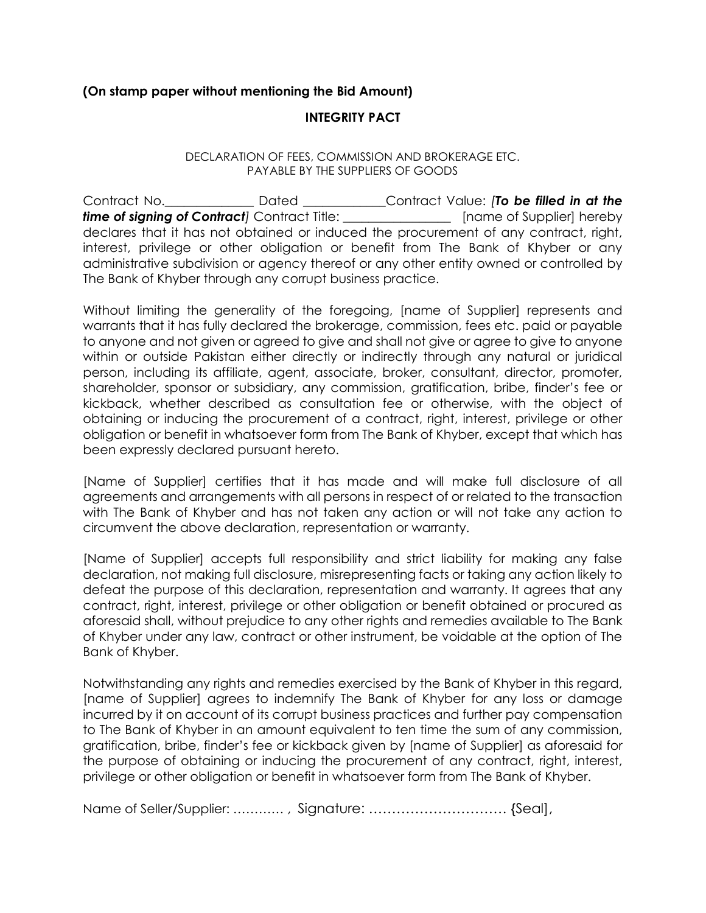**(On stamp paper without mentioning the Bid Amount)**

## INTEGRITY PACT

DECLARATION OF FEES, COMMISSION AND BROKERAGE ETC.
PAYABLE BY THE SUPPLIERS OF GOODS

Contract No.______________ Dated _____________Contract Value: *[**To be filled in at the time of signing of Contract**]* Contract Title: _________________ [name of Supplier] hereby declares that it has not obtained or induced the procurement of any contract, right, interest, privilege or other obligation or benefit from The Bank of Khyber or any administrative subdivision or agency thereof or any other entity owned or controlled by The Bank of Khyber through any corrupt business practice.

Without limiting the generality of the foregoing, [name of Supplier] represents and warrants that it has fully declared the brokerage, commission, fees etc. paid or payable to anyone and not given or agreed to give and shall not give or agree to give to anyone within or outside Pakistan either directly or indirectly through any natural or juridical person, including its affiliate, agent, associate, broker, consultant, director, promoter, shareholder, sponsor or subsidiary, any commission, gratification, bribe, finder's fee or kickback, whether described as consultation fee or otherwise, with the object of obtaining or inducing the procurement of a contract, right, interest, privilege or other obligation or benefit in whatsoever form from The Bank of Khyber, except that which has been expressly declared pursuant hereto.

[Name of Supplier] certifies that it has made and will make full disclosure of all agreements and arrangements with all persons in respect of or related to the transaction with The Bank of Khyber and has not taken any action or will not take any action to circumvent the above declaration, representation or warranty.

[Name of Supplier] accepts full responsibility and strict liability for making any false declaration, not making full disclosure, misrepresenting facts or taking any action likely to defeat the purpose of this declaration, representation and warranty. It agrees that any contract, right, interest, privilege or other obligation or benefit obtained or procured as aforesaid shall, without prejudice to any other rights and remedies available to The Bank of Khyber under any law, contract or other instrument, be voidable at the option of The Bank of Khyber.

Notwithstanding any rights and remedies exercised by the Bank of Khyber in this regard, [name of Supplier] agrees to indemnify The Bank of Khyber for any loss or damage incurred by it on account of its corrupt business practices and further pay compensation to The Bank of Khyber in an amount equivalent to ten time the sum of any commission, gratification, bribe, finder's fee or kickback given by [name of Supplier] as aforesaid for the purpose of obtaining or inducing the procurement of any contract, right, interest, privilege or other obligation or benefit in whatsoever form from The Bank of Khyber.

Name of Seller/Supplier: ………… , Signature: ………………………… {Seal],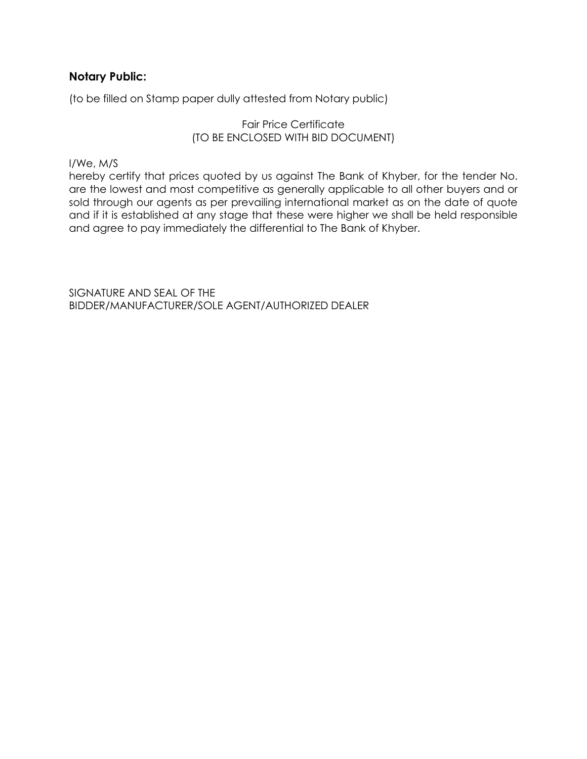**Notary Public:**

(to be filled on Stamp paper dully attested from Notary public)

Fair Price Certificate
(TO BE ENCLOSED WITH BID DOCUMENT)

I/We, M/S
hereby certify that prices quoted by us against The Bank of Khyber, for the tender No. are the lowest and most competitive as generally applicable to all other buyers and or sold through our agents as per prevailing international market as on the date of quote and if it is established at any stage that these were higher we shall be held responsible and agree to pay immediately the differential to The Bank of Khyber.

SIGNATURE AND SEAL OF THE
BIDDER/MANUFACTURER/SOLE AGENT/AUTHORIZED DEALER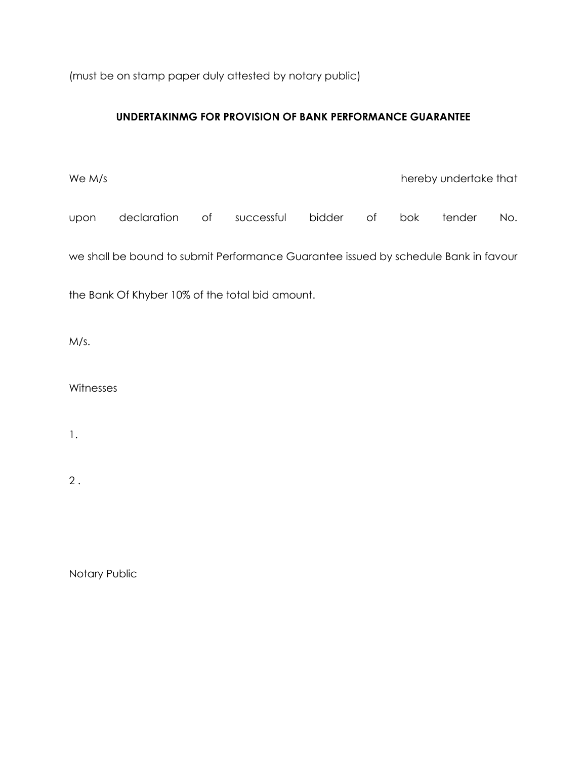(must be on stamp paper duly attested by notary public)

**UNDERTAKINMG FOR PROVISION OF BANK PERFORMANCE GUARANTEE**

We M/s hereby undertake that upon declaration of successful bidder of bok tender No. we shall be bound to submit Performance Guarantee issued by schedule Bank in favour the Bank Of Khyber 10% of the total bid amount.

M/s.

Witnesses

1.

2 .

Notary Public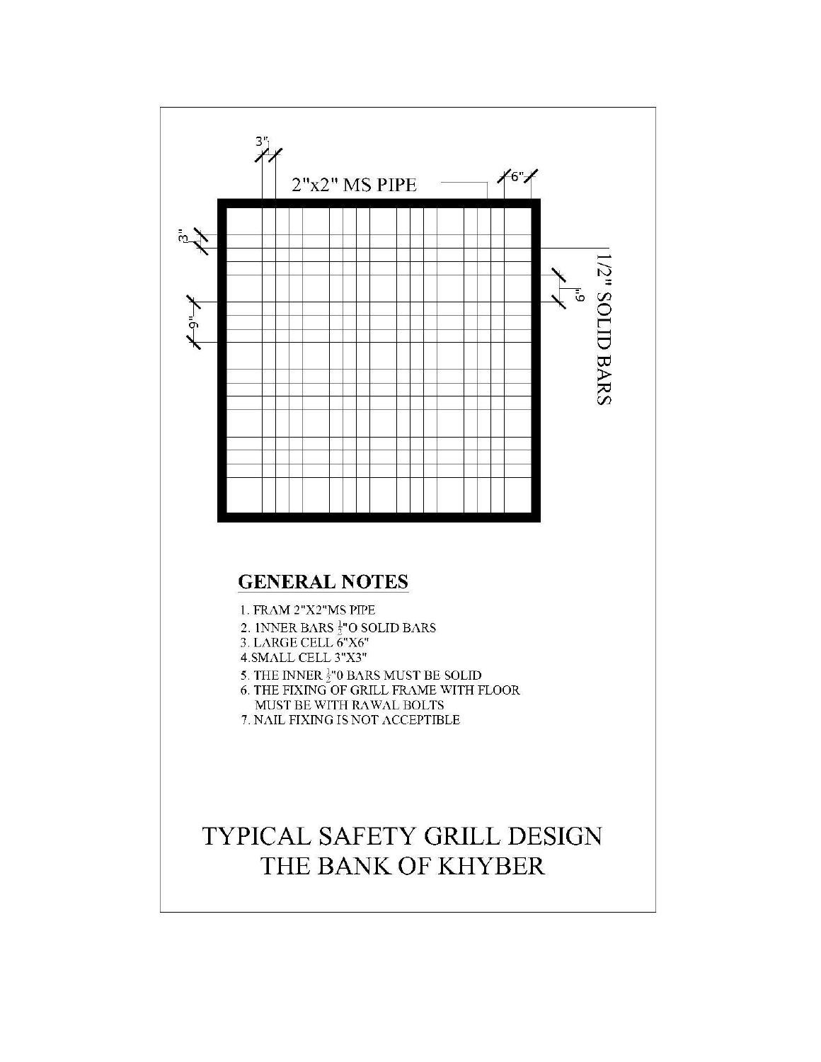3"

2"x2" MS PIPE

6"

3"

9"

9"

1/2" SOLID BARS

## GENERAL NOTES

1. FRAM 2"X2"MS PIPE
2. INNER BARS $\frac{1}{2}$"O SOLID BARS
3. LARGE CELL 6"X6"
4. SMALL CELL 3"X3"
5. THE INNER $\frac{1}{2}$"0 BARS MUST BE SOLID
6. THE FIXING OF GRILL FRAME WITH FLOOR MUST BE WITH RAWAL BOLTS
7. NAIL FIXING IS NOT ACCEPTIBLE

# TYPICAL SAFETY GRILL DESIGN
# THE BANK OF KHYBER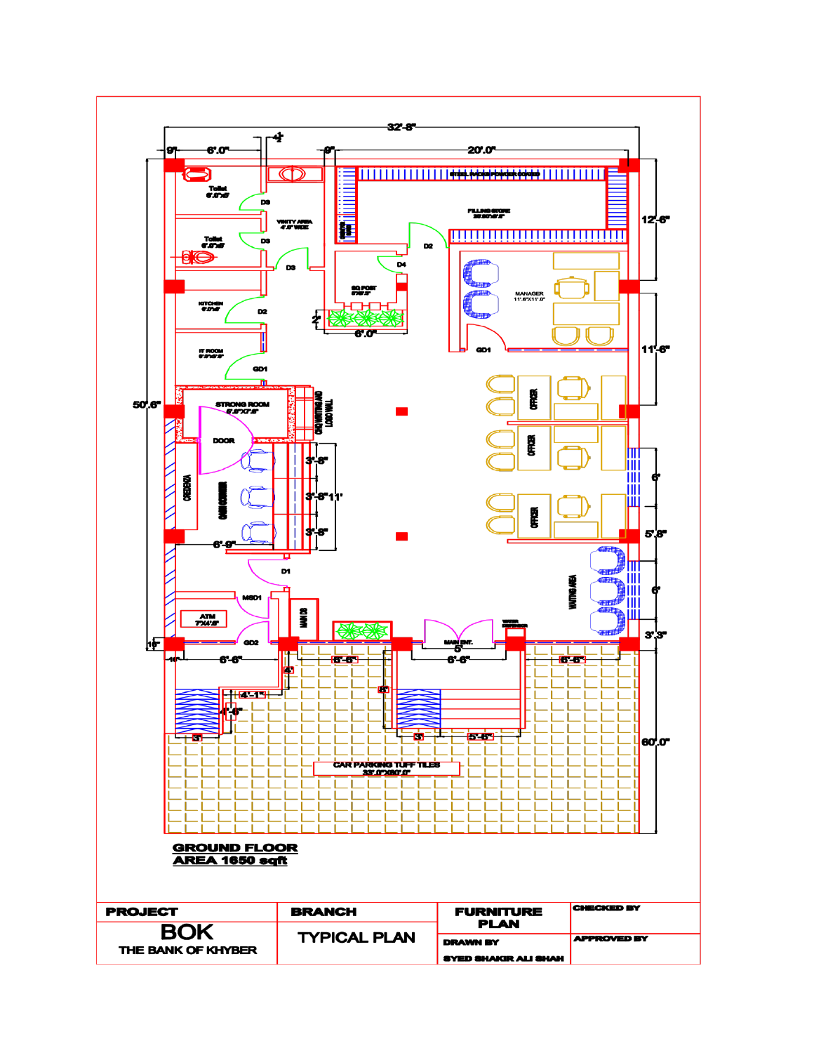**GROUND FLOOR**

**AREA 1650 sqft**

| PROJECT | BRANCH | FURNITURE PLAN | CHECKED BY |
|---|---|---|---|
| BOK<br>THE BANK OF KHYBER | TYPICAL PLAN | DRAWN BY<br>SYED SHAKIR ALI SHAH | APPROVED BY |